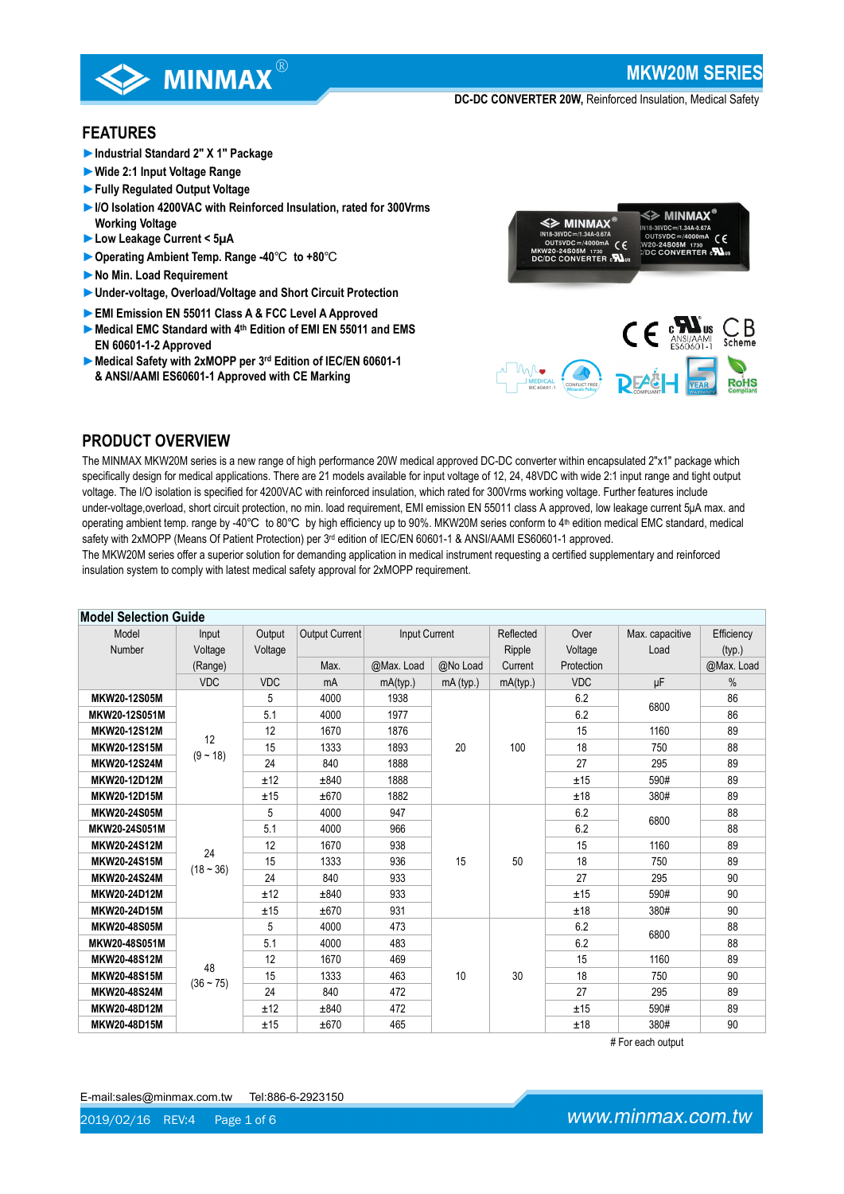# MKW20M SERIES

**DC-DC CONVERTER 20W,** Reinforced Insulation, Medical Safety

## FEATURES

- ►**Industrial Standard 2" X 1" Package**
- ►**Wide 2:1 Input Voltage Range**
- ►**Fully Regulated Output Voltage**
- ►**I/O Isolation 4200VAC with Reinforced Insulation, rated for 300Vrms Working Voltage**
- ►**Low Leakage Current < 5μA**
- ►**Operating Ambient Temp. Range -40℃ to +80℃**
- ►**No Min. Load Requirement**
- ►**Under-voltage, Overload/Voltage and Short Circuit Protection**
- ►**EMI Emission EN 55011 Class A & FCC Level A Approved**
- ►**Medical EMC Standard with 4th Edition of EMI EN 55011 and EMS EN 60601-1-2 Approved**
- ►**Medical Safety with 2xMOPP per 3rd Edition of IEC/EN 60601-1 & ANSI/AAMI ES60601-1 Approved with CE Marking**

## PRODUCT OVERVIEW

The MINMAX MKW20M series is a new range of high performance 20W medical approved DC-DC converter within encapsulated 2"x1" package which specifically design for medical applications. There are 21 models available for input voltage of 12, 24, 48VDC with wide 2:1 input range and tight output voltage. The I/O isolation is specified for 4200VAC with reinforced insulation, which rated for 300Vrms working voltage. Further features include under-voltage,overload, short circuit protection, no min. load requirement, EMI emission EN 55011 class A approved, low leakage current 5μA max. and operating ambient temp. range by -40℃ to 80℃ by high efficiency up to 90%. MKW20M series conform to 4th edition medical EMC standard, medical safety with 2xMOPP (Means Of Patient Protection) per 3rd edition of IEC/EN 60601-1 & ANSI/AAMI ES60601-1 approved.

The MKW20M series offer a superior solution for demanding application in medical instrument requesting a certified supplementary and reinforced insulation system to comply with latest medical safety approval for 2xMOPP requirement.

### Model Selection Guide

| Model Number | Input Voltage (Range) | Output Voltage | Output Current | Input Current | | Reflected Ripple Current | Over Voltage Protection | Max. capacitive Load | Efficiency (typ.) |
|---|---|---|---|---|---|---|---|---|---|
| | | | Max. | @Max. Load | @No Load | | | | @Max. Load |
| | VDC | VDC | mA | mA(typ.) | mA (typ.) | mA(typ.) | VDC | μF | % |
| MKW20-12S05M | 12 (9 ~ 18) | 5 | 4000 | 1938 | 20 | 100 | 6.2 | 6800 | 86 |
| MKW20-12S051M | | 5.1 | 4000 | 1977 | | | 6.2 | | 86 |
| MKW20-12S12M | | 12 | 1670 | 1876 | | | 15 | 1160 | 89 |
| MKW20-12S15M | | 15 | 1333 | 1893 | | | 18 | 750 | 88 |
| MKW20-12S24M | | 24 | 840 | 1888 | | | 27 | 295 | 89 |
| MKW20-12D12M | | ±12 | ±840 | 1888 | | | ±15 | 590# | 89 |
| MKW20-12D15M | | ±15 | ±670 | 1882 | | | ±18 | 380# | 89 |
| MKW20-24S05M | 24 (18 ~ 36) | 5 | 4000 | 947 | 15 | 50 | 6.2 | 6800 | 88 |
| MKW20-24S051M | | 5.1 | 4000 | 966 | | | 6.2 | | 88 |
| MKW20-24S12M | | 12 | 1670 | 938 | | | 15 | 1160 | 89 |
| MKW20-24S15M | | 15 | 1333 | 936 | | | 18 | 750 | 89 |
| MKW20-24S24M | | 24 | 840 | 933 | | | 27 | 295 | 90 |
| MKW20-24D12M | | ±12 | ±840 | 933 | | | ±15 | 590# | 90 |
| MKW20-24D15M | | ±15 | ±670 | 931 | | | ±18 | 380# | 90 |
| MKW20-48S05M | 48 (36 ~ 75) | 5 | 4000 | 473 | 10 | 30 | 6.2 | 6800 | 88 |
| MKW20-48S051M | | 5.1 | 4000 | 483 | | | 6.2 | | 88 |
| MKW20-48S12M | | 12 | 1670 | 469 | | | 15 | 1160 | 89 |
| MKW20-48S15M | | 15 | 1333 | 463 | | | 18 | 750 | 90 |
| MKW20-48S24M | | 24 | 840 | 472 | | | 27 | 295 | 89 |
| MKW20-48D12M | | ±12 | ±840 | 472 | | | ±15 | 590# | 89 |
| MKW20-48D15M | | ±15 | ±670 | 465 | | | ±18 | 380# | 90 |

\# For each output

E-mail:sales@minmax.com.tw Tel:886-6-2923150

2019/02/16 REV:4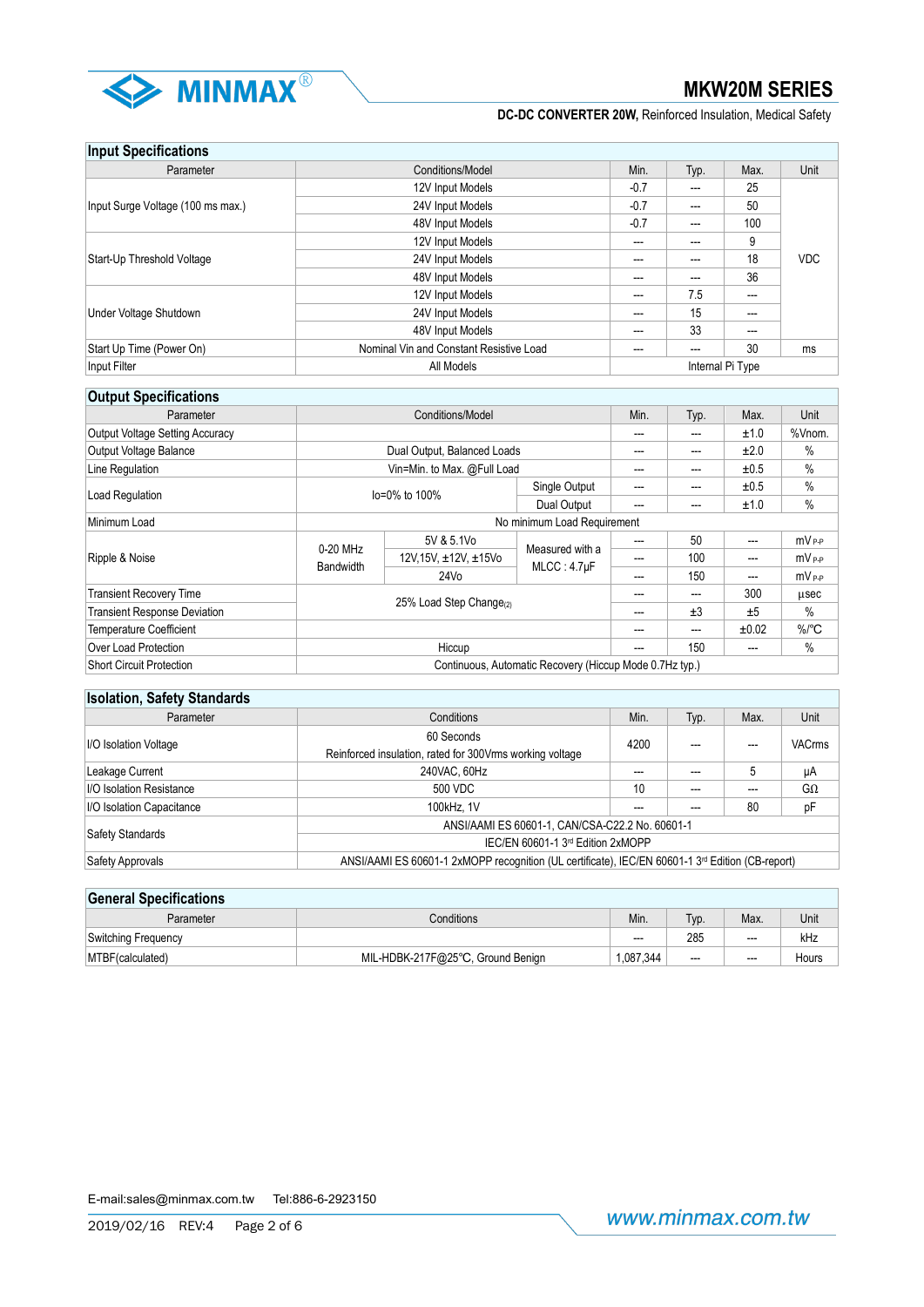## Input Specifications

| Parameter | Conditions/Model | Min. | Typ. | Max. | Unit |
|---|---|---|---|---|---|
| Input Surge Voltage (100 ms max.) | 12V Input Models | -0.7 | --- | 25 | VDC |
| | 24V Input Models | -0.7 | --- | 50 | |
| | 48V Input Models | -0.7 | --- | 100 | |
| Start-Up Threshold Voltage | 12V Input Models | --- | --- | 9 | |
| | 24V Input Models | --- | --- | 18 | |
| | 48V Input Models | --- | --- | 36 | |
| Under Voltage Shutdown | 12V Input Models | --- | 7.5 | --- | |
| | 24V Input Models | --- | 15 | --- | |
| | 48V Input Models | --- | 33 | --- | |
| Start Up Time (Power On) | Nominal Vin and Constant Resistive Load | --- | --- | 30 | ms |
| Input Filter | All Models | Internal Pi Type | | | |

## Output Specifications

| Parameter | Conditions/Model | | | Min. | Typ. | Max. | Unit |
|---|---|---|---|---|---|---|---|
| Output Voltage Setting Accuracy | | | | --- | --- | ±1.0 | %Vnom. |
| Output Voltage Balance | Dual Output, Balanced Loads | | | --- | --- | ±2.0 | % |
| Line Regulation | Vin=Min. to Max. @Full Load | | | --- | --- | ±0.5 | % |
| Load Regulation | Io=0% to 100% | | Single Output | --- | --- | ±0.5 | % |
| | | | Dual Output | --- | --- | ±1.0 | % |
| Minimum Load | No minimum Load Requirement | | | | | | |
| Ripple & Noise | 0-20 MHz Bandwidth | 5V & 5.1Vo | Measured with a MLCC : 4.7µF | --- | 50 | --- | mV P-P |
| | | 12V,15V, ±12V, ±15Vo | | --- | 100 | --- | mV P-P |
| | | 24Vo | | --- | 150 | --- | mV P-P |
| Transient Recovery Time | 25% Load Step Change(2) | | | --- | --- | 300 | µsec |
| Transient Response Deviation | | | | --- | ±3 | ±5 | % |
| Temperature Coefficient | | | | --- | --- | ±0.02 | %/°C |
| Over Load Protection | Hiccup | | | --- | 150 | --- | % |
| Short Circuit Protection | Continuous, Automatic Recovery (Hiccup Mode 0.7Hz typ.) | | | | | | |

## Isolation, Safety Standards

| Parameter | Conditions | Min. | Typ. | Max. | Unit |
|---|---|---|---|---|---|
| I/O Isolation Voltage | 60 Seconds<br>Reinforced insulation, rated for 300Vrms working voltage | 4200 | --- | --- | VACrms |
| Leakage Current | 240VAC, 60Hz | --- | --- | 5 | µA |
| I/O Isolation Resistance | 500 VDC | 10 | --- | --- | GΩ |
| I/O Isolation Capacitance | 100kHz, 1V | --- | --- | 80 | pF |
| Safety Standards | ANSI/AAMI ES 60601-1, CAN/CSA-C22.2 No. 60601-1 | | | | |
| | IEC/EN 60601-1 3rd Edition 2xMOPP | | | | |
| Safety Approvals | ANSI/AAMI ES 60601-1 2xMOPP recognition (UL certificate), IEC/EN 60601-1 3rd Edition (CB-report) | | | | |

## General Specifications

| Parameter | Conditions | Min. | Typ. | Max. | Unit |
|---|---|---|---|---|---|
| Switching Frequency | | --- | 285 | --- | kHz |
| MTBF(calculated) | MIL-HDBK-217F@25℃, Ground Benign | 1,087,344 | --- | --- | Hours |

E-mail:sales@minmax.com.tw Tel:886-6-2923150

2019/02/16 REV:4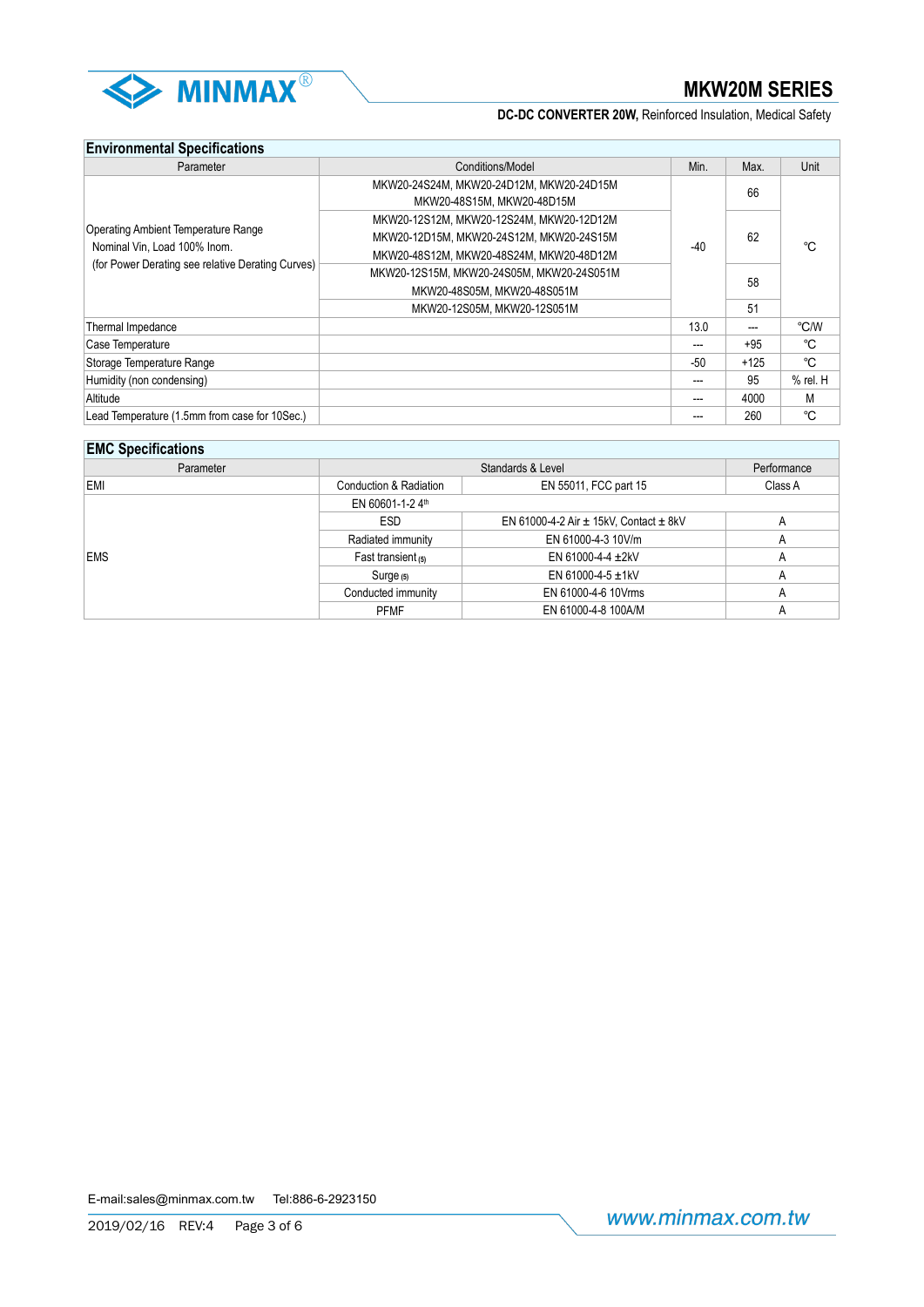## Environmental Specifications

| Parameter | Conditions/Model | Min. | Max. | Unit |
|---|---|---|---|---|
| Operating Ambient Temperature Range<br>Nominal Vin, Load 100% Inom.<br>(for Power Derating see relative Derating Curves) | MKW20-24S24M, MKW20-24D12M, MKW20-24D15M<br>MKW20-48S15M, MKW20-48D15M | -40 | 66 | ℃ |
| | MKW20-12S12M, MKW20-12S24M, MKW20-12D12M<br>MKW20-12D15M, MKW20-24S12M, MKW20-24S15M<br>MKW20-48S12M, MKW20-48S24M, MKW20-48D12M | | 62 | |
| | MKW20-12S15M, MKW20-24S05M, MKW20-24S051M<br>MKW20-48S05M, MKW20-48S051M | | 58 | |
| | MKW20-12S05M, MKW20-12S051M | | 51 | |
| Thermal Impedance | | 13.0 | --- | ℃/W |
| Case Temperature | | --- | +95 | ℃ |
| Storage Temperature Range | | -50 | +125 | ℃ |
| Humidity (non condensing) | | --- | 95 | % rel. H |
| Altitude | | --- | 4000 | M |
| Lead Temperature (1.5mm from case for 10Sec.) | | --- | 260 | ℃ |

## EMC Specifications

| Parameter | Standards & Level | | Performance |
|---|---|---|---|
| EMI | Conduction & Radiation | EN 55011, FCC part 15 | Class A |
| EMS | EN 60601-1-2 4th | | |
| | ESD | EN 61000-4-2 Air ± 15kV, Contact ± 8kV | A |
| | Radiated immunity | EN 61000-4-3 10V/m | A |
| | Fast transient (5) | EN 61000-4-4 ±2kV | A |
| | Surge (5) | EN 61000-4-5 ±1kV | A |
| | Conducted immunity | EN 61000-4-6 10Vrms | A |
| | PFMF | EN 61000-4-8 100A/M | A |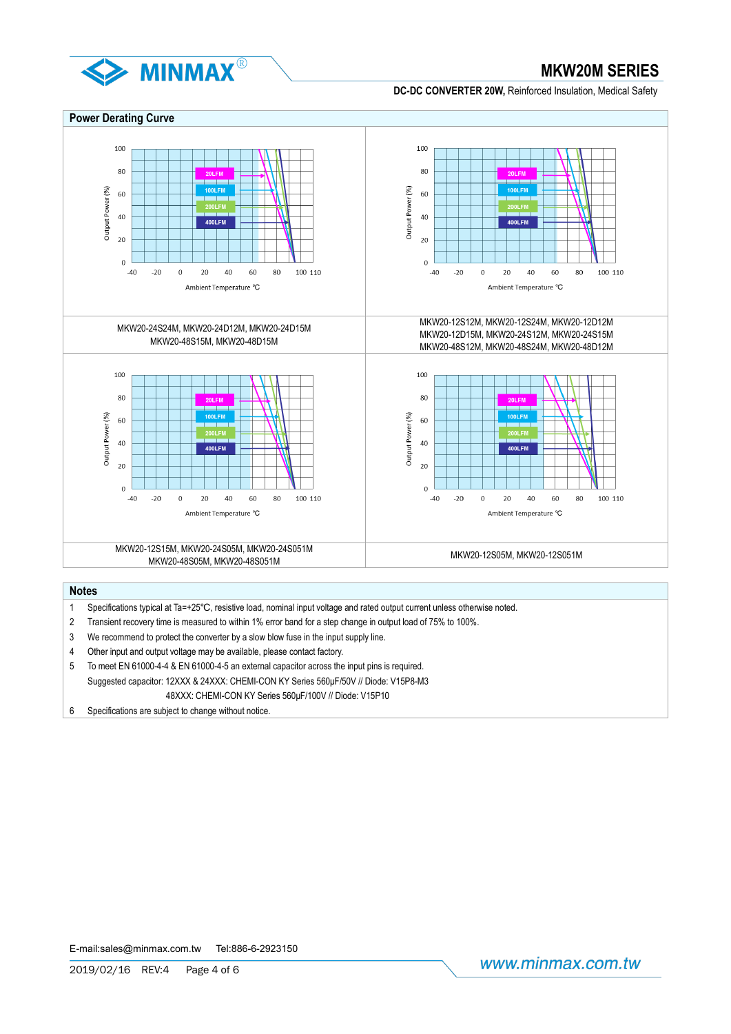## Power Derating Curve

MKW20-24S24M, MKW20-24D12M, MKW20-24D15M
MKW20-48S15M, MKW20-48D15M

MKW20-12S12M, MKW20-12S24M, MKW20-12D12M
MKW20-12D15M, MKW20-24S12M, MKW20-24S15M
MKW20-48S12M, MKW20-48S24M, MKW20-48D12M

MKW20-12S15M, MKW20-24S05M, MKW20-24S051M
MKW20-48S05M, MKW20-48S051M

MKW20-12S05M, MKW20-12S051M

## Notes

1. Specifications typical at Ta=+25℃, resistive load, nominal input voltage and rated output current unless otherwise noted.
2. Transient recovery time is measured to within 1% error band for a step change in output load of 75% to 100%.
3. We recommend to protect the converter by a slow blow fuse in the input supply line.
4. Other input and output voltage may be available, please contact factory.
5. To meet EN 61000-4-4 & EN 61000-4-5 an external capacitor across the input pins is required.
   Suggested capacitor: 12XXX & 24XXX: CHEMI-CON KY Series 560μF/50V // Diode: V15P8-M3
   48XXX: CHEMI-CON KY Series 560μF/100V // Diode: V15P10
6. Specifications are subject to change without notice.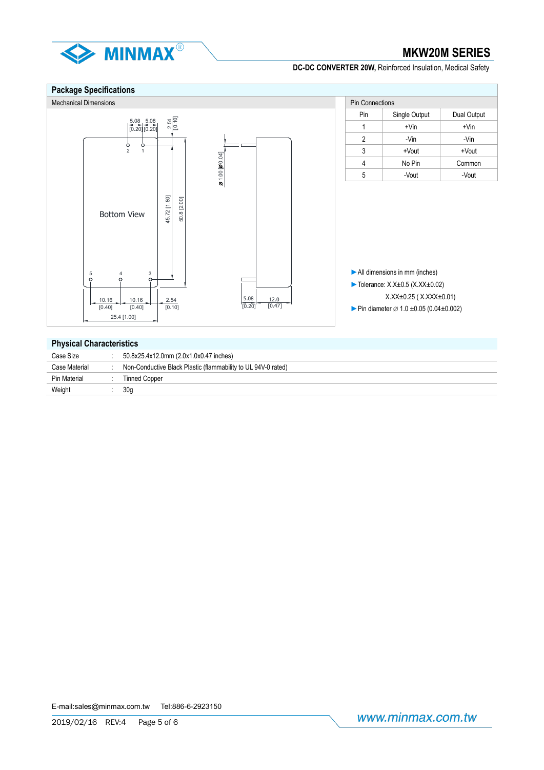## Package Specifications

### Mechanical Dimensions

### Pin Connections

| Pin | Single Output | Dual Output |
|---|---|---|
| 1 | +Vin | +Vin |
| 2 | -Vin | -Vin |
| 3 | +Vout | +Vout |
| 4 | No Pin | Common |
| 5 | -Vout | -Vout |

► All dimensions in mm (inches)

► Tolerance: X.X±0.5 (X.XX±0.02)

X.XX±0.25 ( X.XXX±0.01)

► Pin diameter ∅ 1.0 ±0.05 (0.04±0.002)

## Physical Characteristics

| | | |
|---|---|---|
| Case Size | : | 50.8x25.4x12.0mm (2.0x1.0x0.47 inches) |
| Case Material | : | Non-Conductive Black Plastic (flammability to UL 94V-0 rated) |
| Pin Material | : | Tinned Copper |
| Weight | : | 30g |

E-mail:sales@minmax.com.tw Tel:886-6-2923150

2019/02/16 REV:4

www.minmax.com.tw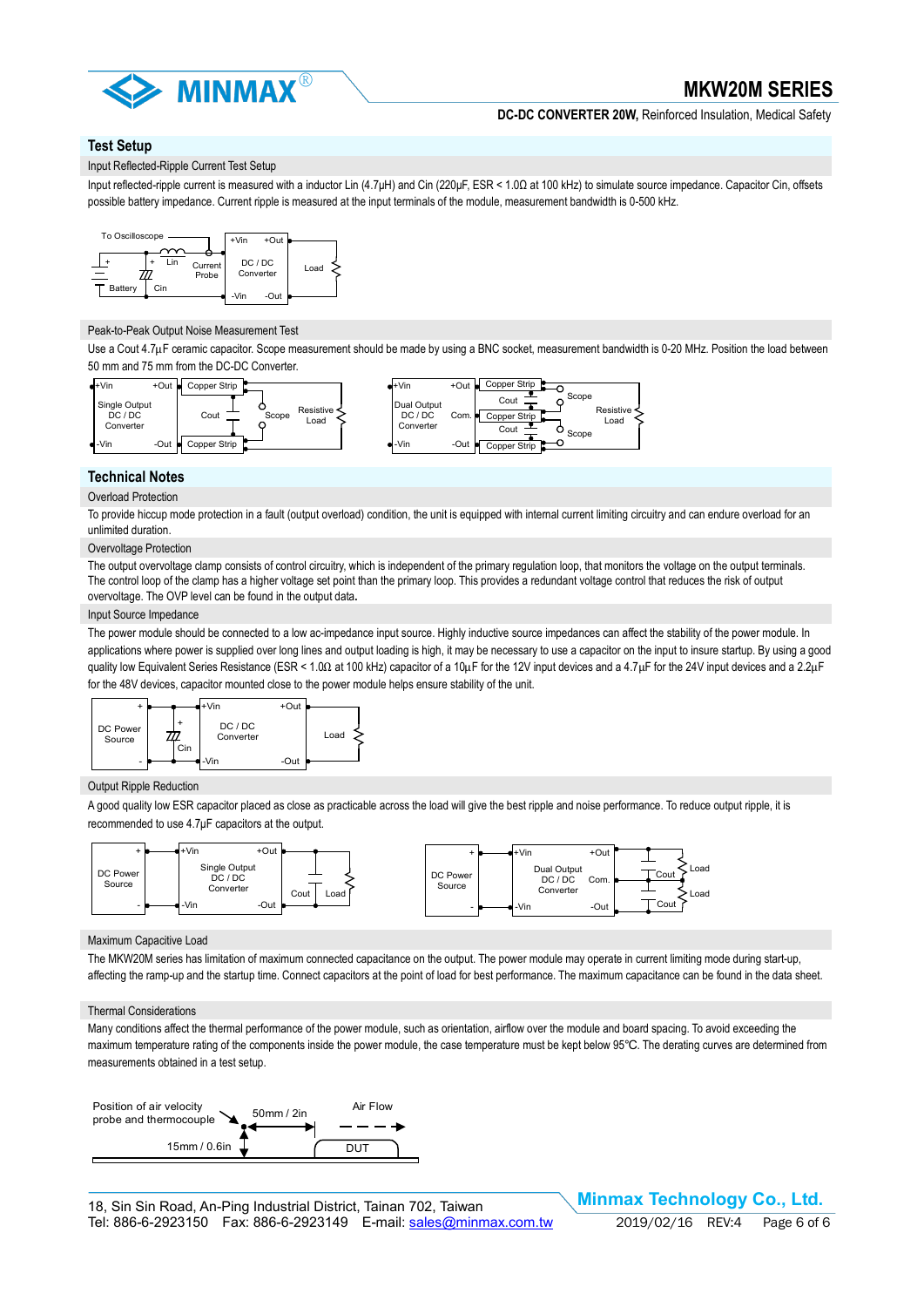## Test Setup

### Input Reflected-Ripple Current Test Setup

Input reflected-ripple current is measured with a inductor Lin (4.7μH) and Cin (220μF, ESR < 1.0Ω at 100 kHz) to simulate source impedance. Capacitor Cin, offsets possible battery impedance. Current ripple is measured at the input terminals of the module, measurement bandwidth is 0-500 kHz.

To Oscilloscope
Lin
Current Probe
Battery
Cin
+Vin
+Out
DC / DC Converter
-Vin
-Out
Load

### Peak-to-Peak Output Noise Measurement Test

Use a Cout 4.7μF ceramic capacitor. Scope measurement should be made by using a BNC socket, measurement bandwidth is 0-20 MHz. Position the load between 50 mm and 75 mm from the DC-DC Converter.

+Vin
+Out
Single Output DC / DC Converter
-Vin
-Out
Copper Strip
Cout
Scope
Resistive Load

+Vin
+Out
Dual Output DC / DC Converter
Com.
-Vin
-Out
Copper Strip
Cout
Scope
Resistive Load

## Technical Notes

### Overload Protection

To provide hiccup mode protection in a fault (output overload) condition, the unit is equipped with internal current limiting circuitry and can endure overload for an unlimited duration.

### Overvoltage Protection

The output overvoltage clamp consists of control circuitry, which is independent of the primary regulation loop, that monitors the voltage on the output terminals. The control loop of the clamp has a higher voltage set point than the primary loop. This provides a redundant voltage control that reduces the risk of output overvoltage. The OVP level can be found in the output data.

### Input Source Impedance

The power module should be connected to a low ac-impedance input source. Highly inductive source impedances can affect the stability of the power module. In applications where power is supplied over long lines and output loading is high, it may be necessary to use a capacitor on the input to insure startup. By using a good quality low Equivalent Series Resistance (ESR < 1.0Ω at 100 kHz) capacitor of a 10μF for the 12V input devices and a 4.7μF for the 24V input devices and a 2.2μF for the 48V devices, capacitor mounted close to the power module helps ensure stability of the unit.

DC Power Source
Cin
+Vin
+Out
DC / DC Converter
-Vin
-Out
Load

### Output Ripple Reduction

A good quality low ESR capacitor placed as close as practicable across the load will give the best ripple and noise performance. To reduce output ripple, it is recommended to use 4.7μF capacitors at the output.

DC Power Source
+Vin
+Out
Single Output DC / DC Converter
-Vin
-Out
Cout
Load

DC Power Source
+Vin
+Out
Dual Output DC / DC Converter
Com.
-Vin
-Out
Cout
Load

### Maximum Capacitive Load

The MKW20M series has limitation of maximum connected capacitance on the output. The power module may operate in current limiting mode during start-up, affecting the ramp-up and the startup time. Connect capacitors at the point of load for best performance. The maximum capacitance can be found in the data sheet.

### Thermal Considerations

Many conditions affect the thermal performance of the power module, such as orientation, airflow over the module and board spacing. To avoid exceeding the maximum temperature rating of the components inside the power module, the case temperature must be kept below 95℃. The derating curves are determined from measurements obtained in a test setup.

Position of air velocity probe and thermocouple
50mm / 2in
Air Flow
15mm / 0.6in
DUT

18, Sin Sin Road, An-Ping Industrial District, Tainan 702, Taiwan
Tel: 886-6-2923150 Fax: 886-6-2923149 E-mail: sales@minmax.com.tw

Minmax Technology Co., Ltd.
2019/02/16 REV:4